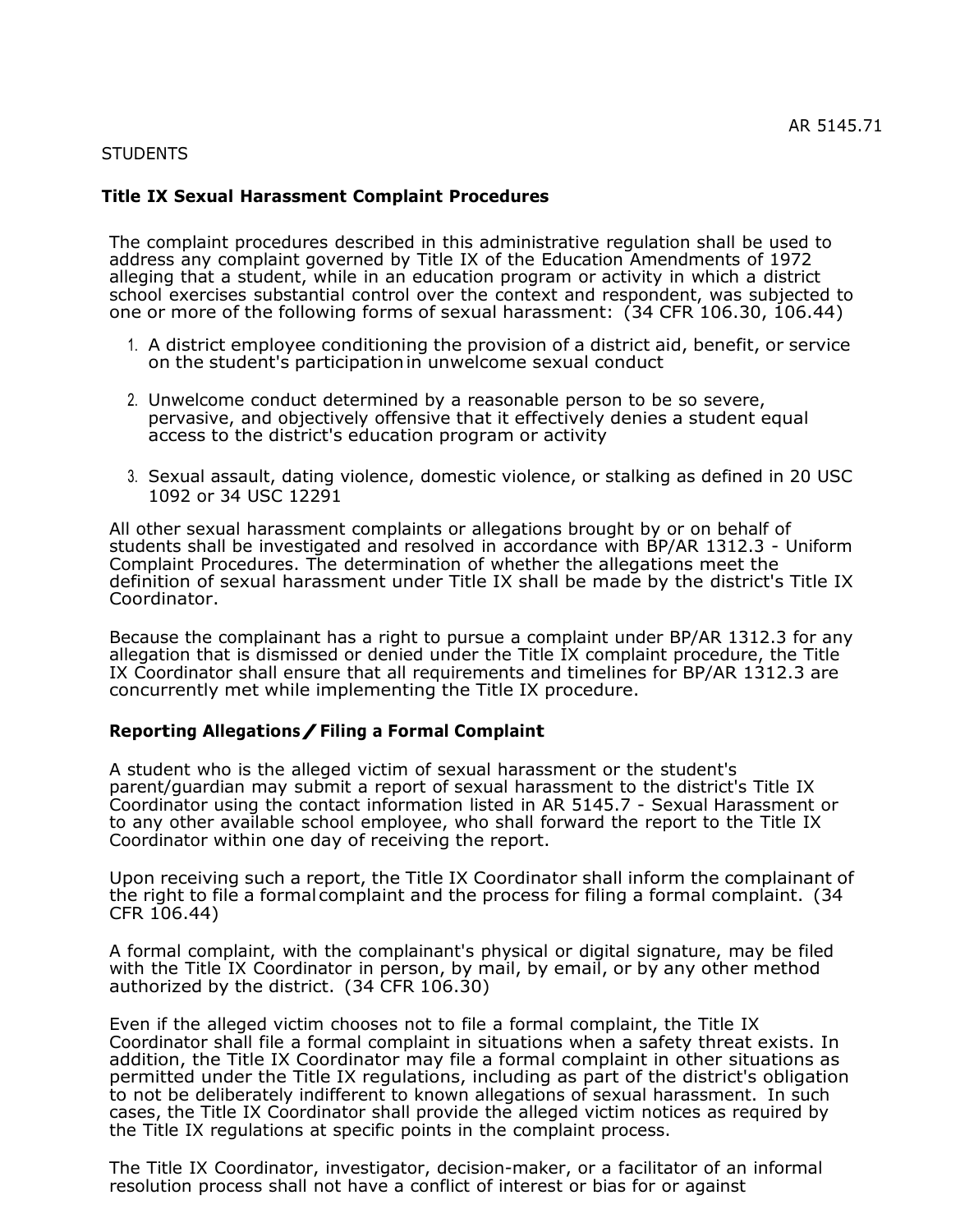AR 5145.71

STUDENTS

## Title IX Sexual Harassment Complaint Procedures

The complaint procedures described in this administrative regulation shall be used to address any complaint governed by Title IX of the Education Amendments of 1972 alleging that a student, while in an education program or activity in which a district school exercises substantial control over the context and respondent, was subjected to one or more of the following forms of sexual harassment: (34 CFR 106.30, 106.44)

1. A district employee conditioning the provision of a district aid, benefit, or service on the student's participation in unwelcome sexual conduct

2. Unwelcome conduct determined by a reasonable person to be so severe, pervasive, and objectively offensive that it effectively denies a student equal access to the district's education program or activity

3. Sexual assault, dating violence, domestic violence, or stalking as defined in 20 USC 1092 or 34 USC 12291

All other sexual harassment complaints or allegations brought by or on behalf of students shall be investigated and resolved in accordance with BP/AR 1312.3 - Uniform Complaint Procedures. The determination of whether the allegations meet the definition of sexual harassment under Title IX shall be made by the district's Title IX Coordinator.

Because the complainant has a right to pursue a complaint under BP/AR 1312.3 for any allegation that is dismissed or denied under the Title IX complaint procedure, the Title IX Coordinator shall ensure that all requirements and timelines for BP/AR 1312.3 are concurrently met while implementing the Title IX procedure.

### Reporting Allegations / Filing a Formal Complaint

A student who is the alleged victim of sexual harassment or the student's parent/guardian may submit a report of sexual harassment to the district's Title IX Coordinator using the contact information listed in AR 5145.7 - Sexual Harassment or to any other available school employee, who shall forward the report to the Title IX Coordinator within one day of receiving the report.

Upon receiving such a report, the Title IX Coordinator shall inform the complainant of the right to file a formal complaint and the process for filing a formal complaint. (34 CFR 106.44)

A formal complaint, with the complainant's physical or digital signature, may be filed with the Title IX Coordinator in person, by mail, by email, or by any other method authorized by the district. (34 CFR 106.30)

Even if the alleged victim chooses not to file a formal complaint, the Title IX Coordinator shall file a formal complaint in situations when a safety threat exists. In addition, the Title IX Coordinator may file a formal complaint in other situations as permitted under the Title IX regulations, including as part of the district's obligation to not be deliberately indifferent to known allegations of sexual harassment. In such cases, the Title IX Coordinator shall provide the alleged victim notices as required by the Title IX regulations at specific points in the complaint process.

The Title IX Coordinator, investigator, decision-maker, or a facilitator of an informal resolution process shall not have a conflict of interest or bias for or against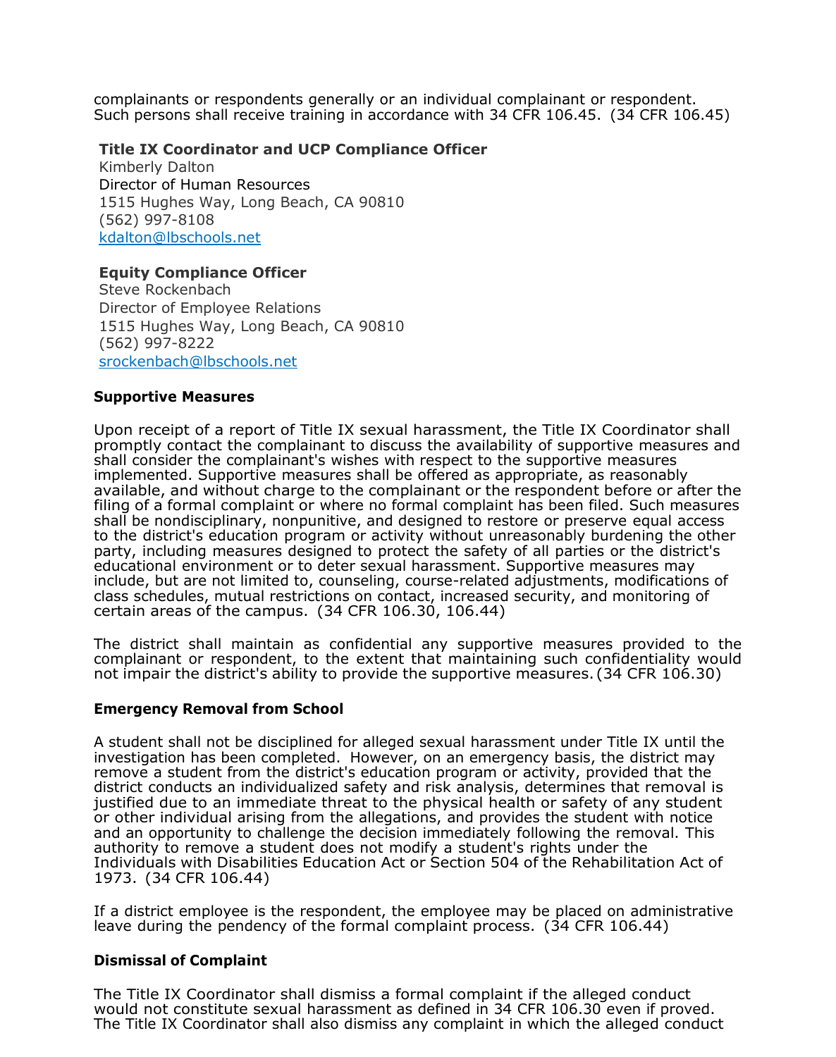complainants or respondents generally or an individual complainant or respondent. Such persons shall receive training in accordance with 34 CFR 106.45. (34 CFR 106.45)

**Title IX Coordinator and UCP Compliance Officer**
Kimberly Dalton
Director of Human Resources
1515 Hughes Way, Long Beach, CA 90810
(562) 997-8108
kdalton@lbschools.net

**Equity Compliance Officer**
Steve Rockenbach
Director of Employee Relations
1515 Hughes Way, Long Beach, CA 90810
(562) 997-8222
srockenbach@lbschools.net

**Supportive Measures**

Upon receipt of a report of Title IX sexual harassment, the Title IX Coordinator shall promptly contact the complainant to discuss the availability of supportive measures and shall consider the complainant's wishes with respect to the supportive measures implemented. Supportive measures shall be offered as appropriate, as reasonably available, and without charge to the complainant or the respondent before or after the filing of a formal complaint or where no formal complaint has been filed. Such measures shall be nondisciplinary, nonpunitive, and designed to restore or preserve equal access to the district's education program or activity without unreasonably burdening the other party, including measures designed to protect the safety of all parties or the district's educational environment or to deter sexual harassment. Supportive measures may include, but are not limited to, counseling, course-related adjustments, modifications of class schedules, mutual restrictions on contact, increased security, and monitoring of certain areas of the campus. (34 CFR 106.30, 106.44)

The district shall maintain as confidential any supportive measures provided to the complainant or respondent, to the extent that maintaining such confidentiality would not impair the district's ability to provide the supportive measures. (34 CFR 106.30)

**Emergency Removal from School**

A student shall not be disciplined for alleged sexual harassment under Title IX until the investigation has been completed. However, on an emergency basis, the district may remove a student from the district's education program or activity, provided that the district conducts an individualized safety and risk analysis, determines that removal is justified due to an immediate threat to the physical health or safety of any student or other individual arising from the allegations, and provides the student with notice and an opportunity to challenge the decision immediately following the removal. This authority to remove a student does not modify a student's rights under the Individuals with Disabilities Education Act or Section 504 of the Rehabilitation Act of 1973. (34 CFR 106.44)

If a district employee is the respondent, the employee may be placed on administrative leave during the pendency of the formal complaint process. (34 CFR 106.44)

**Dismissal of Complaint**

The Title IX Coordinator shall dismiss a formal complaint if the alleged conduct would not constitute sexual harassment as defined in 34 CFR 106.30 even if proved. The Title IX Coordinator shall also dismiss any complaint in which the alleged conduct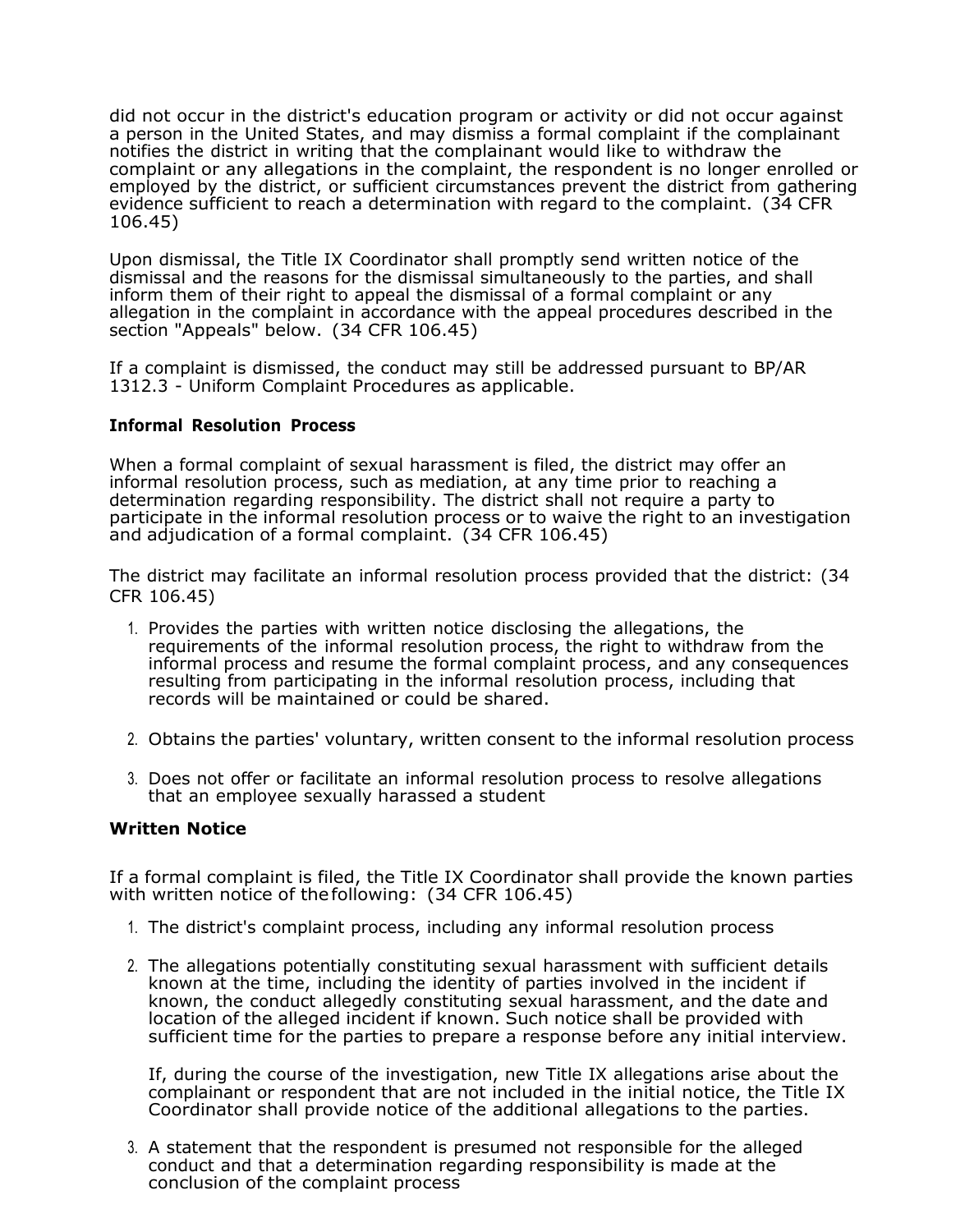did not occur in the district's education program or activity or did not occur against a person in the United States, and may dismiss a formal complaint if the complainant notifies the district in writing that the complainant would like to withdraw the complaint or any allegations in the complaint, the respondent is no longer enrolled or employed by the district, or sufficient circumstances prevent the district from gathering evidence sufficient to reach a determination with regard to the complaint.  (34 CFR 106.45)

Upon dismissal, the Title IX Coordinator shall promptly send written notice of the dismissal and the reasons for the dismissal simultaneously to the parties, and shall inform them of their right to appeal the dismissal of a formal complaint or any allegation in the complaint in accordance with the appeal procedures described in the section "Appeals" below.  (34 CFR 106.45)

If a complaint is dismissed, the conduct may still be addressed pursuant to BP/AR 1312.3 - Uniform Complaint Procedures as applicable.

**Informal Resolution Process**

When a formal complaint of sexual harassment is filed, the district may offer an informal resolution process, such as mediation, at any time prior to reaching a determination regarding responsibility. The district shall not require a party to participate in the informal resolution process or to waive the right to an investigation and adjudication of a formal complaint.  (34 CFR 106.45)

The district may facilitate an informal resolution process provided that the district: (34 CFR 106.45)

1. Provides the parties with written notice disclosing the allegations, the requirements of the informal resolution process, the right to withdraw from the informal process and resume the formal complaint process, and any consequences resulting from participating in the informal resolution process, including that records will be maintained or could be shared.

2. Obtains the parties' voluntary, written consent to the informal resolution process

3. Does not offer or facilitate an informal resolution process to resolve allegations that an employee sexually harassed a student

**Written Notice**

If a formal complaint is filed, the Title IX Coordinator shall provide the known parties with written notice of the following:  (34 CFR 106.45)

1. The district's complaint process, including any informal resolution process

2. The allegations potentially constituting sexual harassment with sufficient details known at the time, including the identity of parties involved in the incident if known, the conduct allegedly constituting sexual harassment, and the date and location of the alleged incident if known. Such notice shall be provided with sufficient time for the parties to prepare a response before any initial interview.

   If, during the course of the investigation, new Title IX allegations arise about the complainant or respondent that are not included in the initial notice, the Title IX Coordinator shall provide notice of the additional allegations to the parties.

3. A statement that the respondent is presumed not responsible for the alleged conduct and that a determination regarding responsibility is made at the conclusion of the complaint process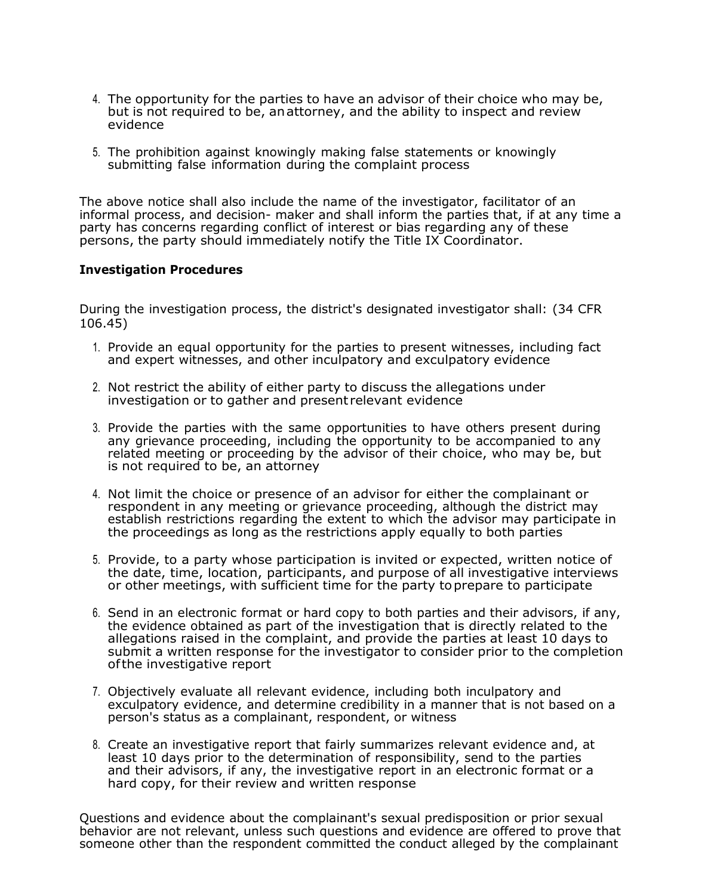4. The opportunity for the parties to have an advisor of their choice who may be, but is not required to be, an attorney, and the ability to inspect and review evidence
5. The prohibition against knowingly making false statements or knowingly submitting false information during the complaint process

The above notice shall also include the name of the investigator, facilitator of an informal process, and decision- maker and shall inform the parties that, if at any time a party has concerns regarding conflict of interest or bias regarding any of these persons, the party should immediately notify the Title IX Coordinator.

**Investigation Procedures**

During the investigation process, the district's designated investigator shall: (34 CFR 106.45)

1. Provide an equal opportunity for the parties to present witnesses, including fact and expert witnesses, and other inculpatory and exculpatory evidence
2. Not restrict the ability of either party to discuss the allegations under investigation or to gather and present relevant evidence
3. Provide the parties with the same opportunities to have others present during any grievance proceeding, including the opportunity to be accompanied to any related meeting or proceeding by the advisor of their choice, who may be, but is not required to be, an attorney
4. Not limit the choice or presence of an advisor for either the complainant or respondent in any meeting or grievance proceeding, although the district may establish restrictions regarding the extent to which the advisor may participate in the proceedings as long as the restrictions apply equally to both parties
5. Provide, to a party whose participation is invited or expected, written notice of the date, time, location, participants, and purpose of all investigative interviews or other meetings, with sufficient time for the party to prepare to participate
6. Send in an electronic format or hard copy to both parties and their advisors, if any, the evidence obtained as part of the investigation that is directly related to the allegations raised in the complaint, and provide the parties at least 10 days to submit a written response for the investigator to consider prior to the completion of the investigative report
7. Objectively evaluate all relevant evidence, including both inculpatory and exculpatory evidence, and determine credibility in a manner that is not based on a person's status as a complainant, respondent, or witness
8. Create an investigative report that fairly summarizes relevant evidence and, at least 10 days prior to the determination of responsibility, send to the parties and their advisors, if any, the investigative report in an electronic format or a hard copy, for their review and written response

Questions and evidence about the complainant's sexual predisposition or prior sexual behavior are not relevant, unless such questions and evidence are offered to prove that someone other than the respondent committed the conduct alleged by the complainant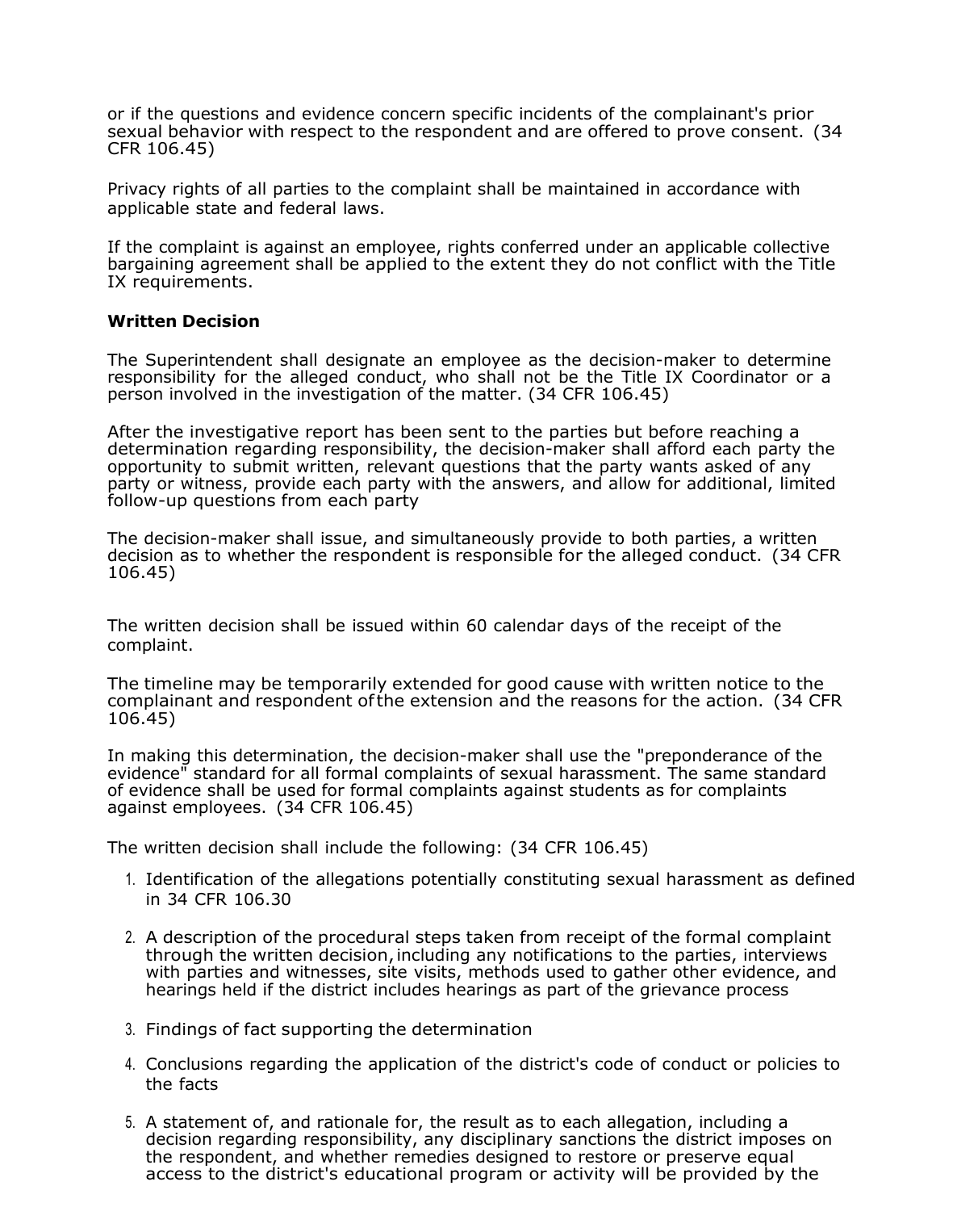or if the questions and evidence concern specific incidents of the complainant's prior sexual behavior with respect to the respondent and are offered to prove consent. (34 CFR 106.45)

Privacy rights of all parties to the complaint shall be maintained in accordance with applicable state and federal laws.

If the complaint is against an employee, rights conferred under an applicable collective bargaining agreement shall be applied to the extent they do not conflict with the Title IX requirements.

**Written Decision**

The Superintendent shall designate an employee as the decision-maker to determine responsibility for the alleged conduct, who shall not be the Title IX Coordinator or a person involved in the investigation of the matter. (34 CFR 106.45)

After the investigative report has been sent to the parties but before reaching a determination regarding responsibility, the decision-maker shall afford each party the opportunity to submit written, relevant questions that the party wants asked of any party or witness, provide each party with the answers, and allow for additional, limited follow-up questions from each party

The decision-maker shall issue, and simultaneously provide to both parties, a written decision as to whether the respondent is responsible for the alleged conduct. (34 CFR 106.45)

The written decision shall be issued within 60 calendar days of the receipt of the complaint.

The timeline may be temporarily extended for good cause with written notice to the complainant and respondent of the extension and the reasons for the action. (34 CFR 106.45)

In making this determination, the decision-maker shall use the "preponderance of the evidence" standard for all formal complaints of sexual harassment. The same standard of evidence shall be used for formal complaints against students as for complaints against employees. (34 CFR 106.45)

The written decision shall include the following: (34 CFR 106.45)

1. Identification of the allegations potentially constituting sexual harassment as defined in 34 CFR 106.30
2. A description of the procedural steps taken from receipt of the formal complaint through the written decision, including any notifications to the parties, interviews with parties and witnesses, site visits, methods used to gather other evidence, and hearings held if the district includes hearings as part of the grievance process
3. Findings of fact supporting the determination
4. Conclusions regarding the application of the district's code of conduct or policies to the facts
5. A statement of, and rationale for, the result as to each allegation, including a decision regarding responsibility, any disciplinary sanctions the district imposes on the respondent, and whether remedies designed to restore or preserve equal access to the district's educational program or activity will be provided by the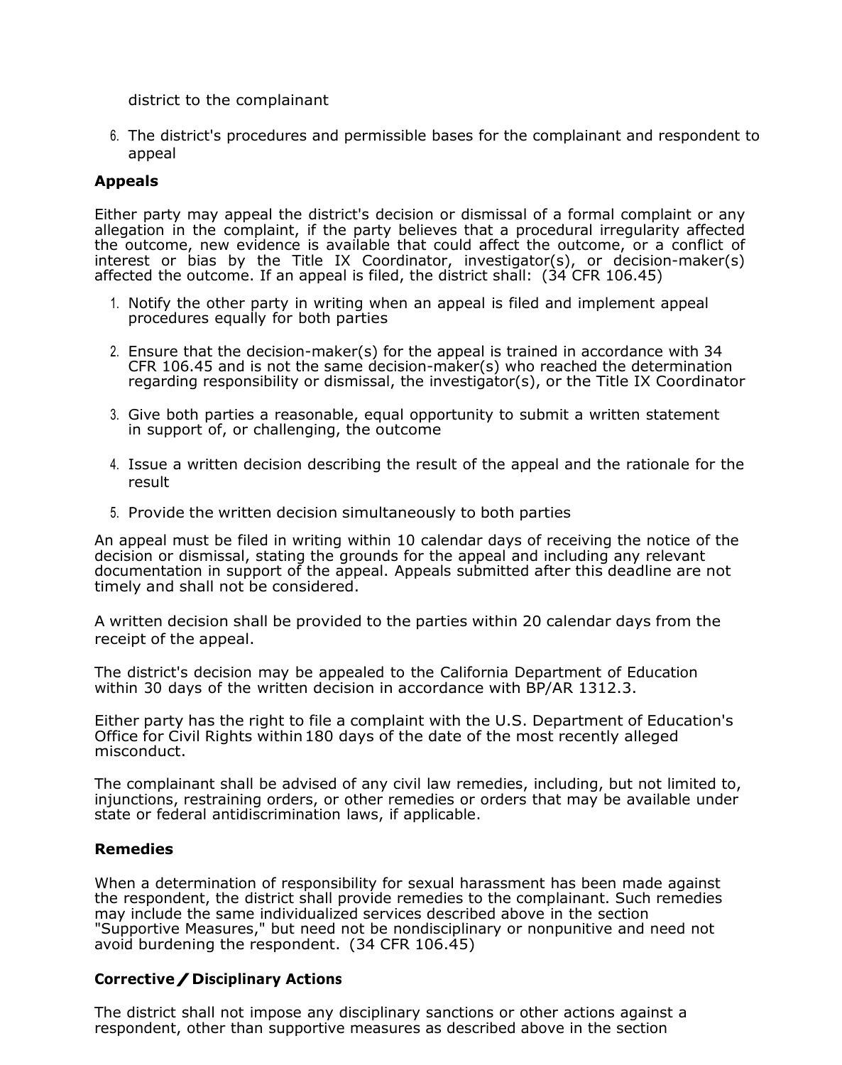district to the complainant

6. The district's procedures and permissible bases for the complainant and respondent to appeal

**Appeals**

Either party may appeal the district's decision or dismissal of a formal complaint or any allegation in the complaint, if the party believes that a procedural irregularity affected the outcome, new evidence is available that could affect the outcome, or a conflict of interest or bias by the Title IX Coordinator, investigator(s), or decision-maker(s) affected the outcome. If an appeal is filed, the district shall: (34 CFR 106.45)

1. Notify the other party in writing when an appeal is filed and implement appeal procedures equally for both parties

2. Ensure that the decision-maker(s) for the appeal is trained in accordance with 34 CFR 106.45 and is not the same decision-maker(s) who reached the determination regarding responsibility or dismissal, the investigator(s), or the Title IX Coordinator

3. Give both parties a reasonable, equal opportunity to submit a written statement in support of, or challenging, the outcome

4. Issue a written decision describing the result of the appeal and the rationale for the result

5. Provide the written decision simultaneously to both parties

An appeal must be filed in writing within 10 calendar days of receiving the notice of the decision or dismissal, stating the grounds for the appeal and including any relevant documentation in support of the appeal. Appeals submitted after this deadline are not timely and shall not be considered.

A written decision shall be provided to the parties within 20 calendar days from the receipt of the appeal.

The district's decision may be appealed to the California Department of Education within 30 days of the written decision in accordance with BP/AR 1312.3.

Either party has the right to file a complaint with the U.S. Department of Education's Office for Civil Rights within 180 days of the date of the most recently alleged misconduct.

The complainant shall be advised of any civil law remedies, including, but not limited to, injunctions, restraining orders, or other remedies or orders that may be available under state or federal antidiscrimination laws, if applicable.

**Remedies**

When a determination of responsibility for sexual harassment has been made against the respondent, the district shall provide remedies to the complainant. Such remedies may include the same individualized services described above in the section "Supportive Measures," but need not be nondisciplinary or nonpunitive and need not avoid burdening the respondent. (34 CFR 106.45)

**Corrective / Disciplinary Actions**

The district shall not impose any disciplinary sanctions or other actions against a respondent, other than supportive measures as described above in the section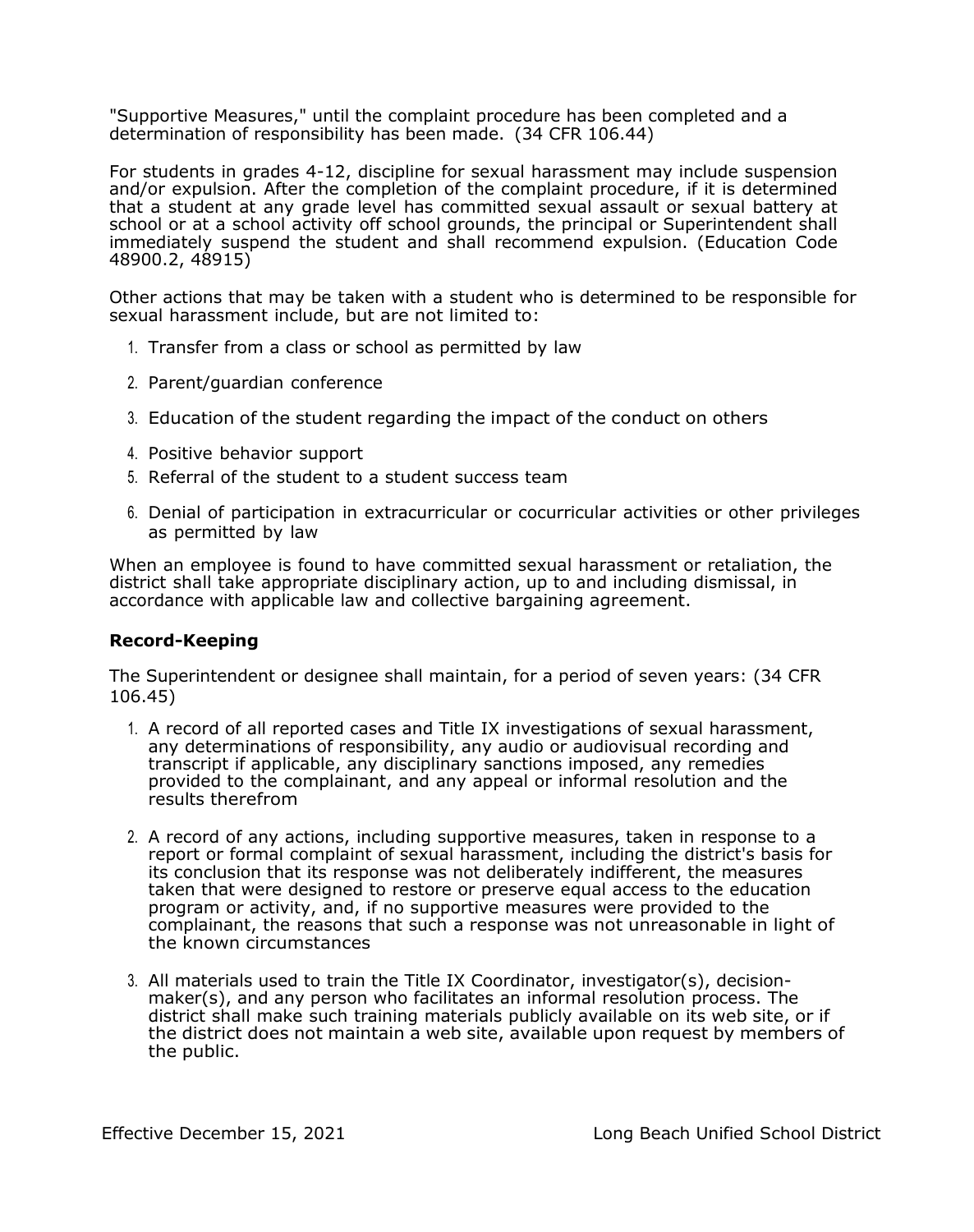"Supportive Measures," until the complaint procedure has been completed and a determination of responsibility has been made. (34 CFR 106.44)

For students in grades 4-12, discipline for sexual harassment may include suspension and/or expulsion. After the completion of the complaint procedure, if it is determined that a student at any grade level has committed sexual assault or sexual battery at school or at a school activity off school grounds, the principal or Superintendent shall immediately suspend the student and shall recommend expulsion. (Education Code 48900.2, 48915)

Other actions that may be taken with a student who is determined to be responsible for sexual harassment include, but are not limited to:

1. Transfer from a class or school as permitted by law
2. Parent/guardian conference
3. Education of the student regarding the impact of the conduct on others
4. Positive behavior support
5. Referral of the student to a student success team
6. Denial of participation in extracurricular or cocurricular activities or other privileges as permitted by law

When an employee is found to have committed sexual harassment or retaliation, the district shall take appropriate disciplinary action, up to and including dismissal, in accordance with applicable law and collective bargaining agreement.

**Record-Keeping**

The Superintendent or designee shall maintain, for a period of seven years: (34 CFR 106.45)

1. A record of all reported cases and Title IX investigations of sexual harassment, any determinations of responsibility, any audio or audiovisual recording and transcript if applicable, any disciplinary sanctions imposed, any remedies provided to the complainant, and any appeal or informal resolution and the results therefrom
2. A record of any actions, including supportive measures, taken in response to a report or formal complaint of sexual harassment, including the district's basis for its conclusion that its response was not deliberately indifferent, the measures taken that were designed to restore or preserve equal access to the education program or activity, and, if no supportive measures were provided to the complainant, the reasons that such a response was not unreasonable in light of the known circumstances
3. All materials used to train the Title IX Coordinator, investigator(s), decision-maker(s), and any person who facilitates an informal resolution process. The district shall make such training materials publicly available on its web site, or if the district does not maintain a web site, available upon request by members of the public.